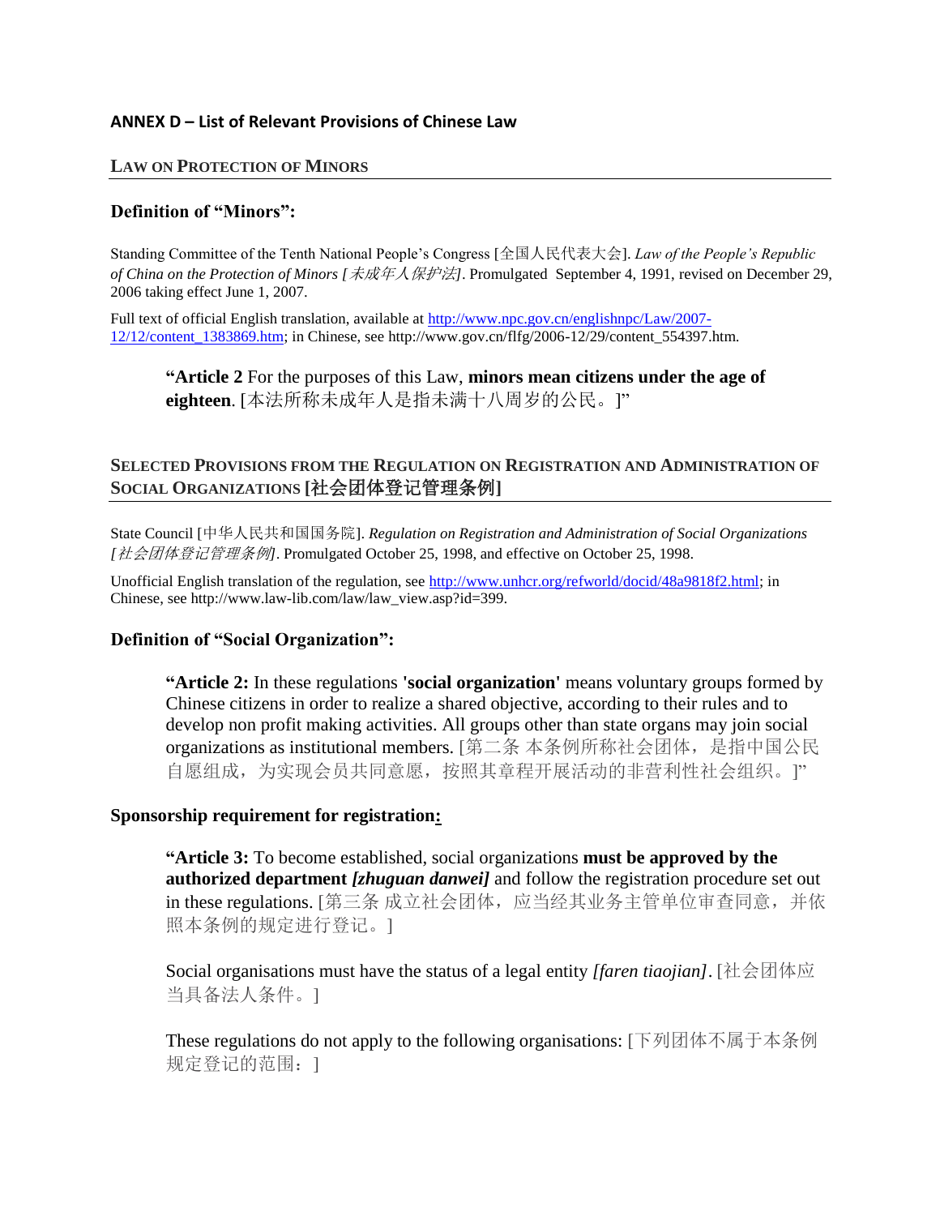## **ANNEX D – List of Relevant Provisions of Chinese Law**

## **LAW ON PROTECTION OF MINORS**

### **Definition of "Minors":**

Standing Committee of the Tenth National People's Congress [全国人民代表大会]. *Law of the People's Republic of China on the Protection of Minors [*未成年人保护法*]*. Promulgated September 4, 1991, revised on December 29, 2006 taking effect June 1, 2007.

Full text of official English translation, available at [http://www.npc.gov.cn/englishnpc/Law/2007-](http://www.npc.gov.cn/englishnpc/Law/2007-12/12/content_1383869.htm) [12/12/content\\_1383869.htm;](http://www.npc.gov.cn/englishnpc/Law/2007-12/12/content_1383869.htm) in Chinese, see http://www.gov.cn/flfg/2006-12/29/content\_554397.htm.

**"Article 2** For the purposes of this Law, **minors mean citizens under the age of eighteen**. [本法所称未成年人是指未满十八周岁的公民。]"

# **SELECTED PROVISIONS FROM THE REGULATION ON REGISTRATION AND ADMINISTRATION OF SOCIAL ORGANIZATIONS [**社会团体登记管理条例**]**

State Council [中华人民共和国国务院]. *Regulation on Registration and Administration of Social Organizations [*社会团体登记管理条例*]*. Promulgated October 25, 1998, and effective on October 25, 1998.

Unofficial English translation of the regulation, see [http://www.unhcr.org/refworld/docid/48a9818f2.html;](http://www.unhcr.org/refworld/docid/48a9818f2.html) in Chinese, see http://www.law-lib.com/law/law\_view.asp?id=399.

#### **Definition of "Social Organization":**

**"Article 2:** In these regulations **'social organization'** means voluntary groups formed by Chinese citizens in order to realize a shared objective, according to their rules and to develop non profit making activities. All groups other than state organs may join social organizations as institutional members. [第二条 本条例所称社会团体,是指中国公民 自愿组成,为实现会员共同意愿,按照其章程开展活动的非营利性社会组织。]"

#### **Sponsorship requirement for registration:**

**"Article 3:** To become established, social organizations **must be approved by the authorized department** *[zhuguan danwei]* and follow the registration procedure set out in these regulations. [第三条 成立社会团体, 应当经其业务主管单位审查同意, 并依 照本条例的规定进行登记。]

Social organisations must have the status of a legal entity *[faren tiaojian]*. [社会团体应 当具备法人条件。]

These regulations do not apply to the following organisations: [下列团体不属于本条例 规定登记的范围:]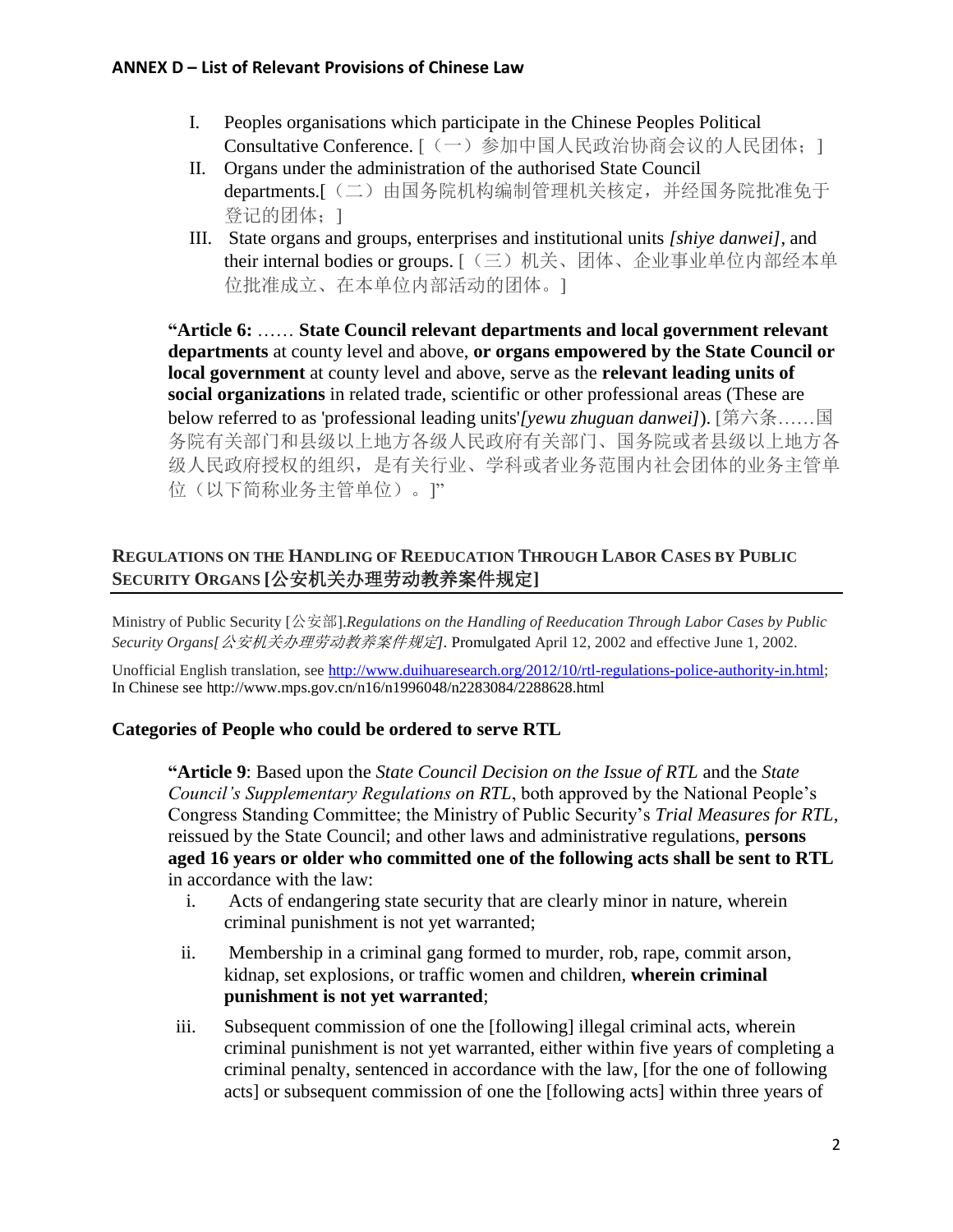- I. Peoples organisations which participate in the Chinese Peoples Political Consultative Conference. [(一)参加中国人民政治协商会议的人民团体; ]
- II. Organs under the administration of the authorised State Council departments.[(二)由国务院机构编制管理机关核定,并经国务院批准免于 登记的团体: 1
- III. State organs and groups, enterprises and institutional units *[shiye danwei]*, and their internal bodies or groups. [(三)机关、团体、企业事业单位内部经本单 位批准成立、在本单位内部活动的团体。]

**"Article 6:** …… **State Council relevant departments and local government relevant departments** at county level and above, **or organs empowered by the State Council or local government** at county level and above, serve as the **relevant leading units of social organizations** in related trade, scientific or other professional areas (These are below referred to as 'professional leading units'*[yewu zhuguan danwei]*). [第六条……国 务院有关部门和县级以上地方各级人民政府有关部门、国务院或者县级以上地方各 级人民政府授权的组织,是有关行业、学科或者业务范围内社会团体的业务主管单 位(以下简称业务主管单位)。]"

# **REGULATIONS ON THE HANDLING OF REEDUCATION THROUGH LABOR CASES BY PUBLIC SECURITY ORGANS [**公安机关办理劳动教养案件规定**]**

Ministry of Public Security [公安部].*Regulations on the Handling of Reeducation Through Labor Cases by Public Security Organs[*公安机关办理劳动教养案件规定*].* Promulgated April 12, 2002 and effective June 1, 2002.

Unofficial English translation, see [http://www.duihuaresearch.org/2012/10/rtl-regulations-police-authority-in.html;](http://www.duihuaresearch.org/2012/10/rtl-regulations-police-authority-in.html) In Chinese see http://www.mps.gov.cn/n16/n1996048/n2283084/2288628.html

# **Categories of People who could be ordered to serve RTL**

**"Article 9**: Based upon the *State Council Decision on the Issue of RTL* and the *State Council's Supplementary Regulations on RTL*, both approved by the National People's Congress Standing Committee; the Ministry of Public Security's *Trial Measures for RTL*, reissued by the State Council; and other laws and administrative regulations, **persons aged 16 years or older who committed one of the following acts shall be sent to RTL** in accordance with the law:

- i. Acts of endangering state security that are clearly minor in nature, wherein criminal punishment is not yet warranted;
- ii. Membership in a criminal gang formed to murder, rob, rape, commit arson, kidnap, set explosions, or traffic women and children, **wherein criminal punishment is not yet warranted**;
- iii. Subsequent commission of one the [following] illegal criminal acts, wherein criminal punishment is not yet warranted, either within five years of completing a criminal penalty, sentenced in accordance with the law, [for the one of following acts] or subsequent commission of one the [following acts] within three years of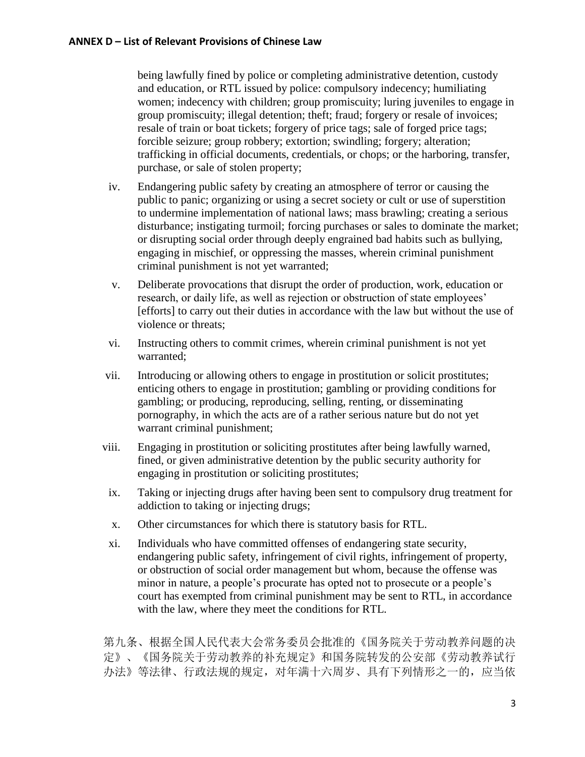being lawfully fined by police or completing administrative detention, custody and education, or RTL issued by police: compulsory indecency; humiliating women; indecency with children; group promiscuity; luring juveniles to engage in group promiscuity; illegal detention; theft; fraud; forgery or resale of invoices; resale of train or boat tickets; forgery of price tags; sale of forged price tags; forcible seizure; group robbery; extortion; swindling; forgery; alteration; trafficking in official documents, credentials, or chops; or the harboring, transfer, purchase, or sale of stolen property;

- iv. Endangering public safety by creating an atmosphere of terror or causing the public to panic; organizing or using a secret society or cult or use of superstition to undermine implementation of national laws; mass brawling; creating a serious disturbance; instigating turmoil; forcing purchases or sales to dominate the market; or disrupting social order through deeply engrained bad habits such as bullying, engaging in mischief, or oppressing the masses, wherein criminal punishment criminal punishment is not yet warranted;
- v. Deliberate provocations that disrupt the order of production, work, education or research, or daily life, as well as rejection or obstruction of state employees' [efforts] to carry out their duties in accordance with the law but without the use of violence or threats;
- vi. Instructing others to commit crimes, wherein criminal punishment is not yet warranted;
- vii. Introducing or allowing others to engage in prostitution or solicit prostitutes; enticing others to engage in prostitution; gambling or providing conditions for gambling; or producing, reproducing, selling, renting, or disseminating pornography, in which the acts are of a rather serious nature but do not yet warrant criminal punishment;
- viii. Engaging in prostitution or soliciting prostitutes after being lawfully warned, fined, or given administrative detention by the public security authority for engaging in prostitution or soliciting prostitutes;
- ix. Taking or injecting drugs after having been sent to compulsory drug treatment for addiction to taking or injecting drugs;
- x. Other circumstances for which there is statutory basis for RTL.
- xi. Individuals who have committed offenses of endangering state security, endangering public safety, infringement of civil rights, infringement of property, or obstruction of social order management but whom, because the offense was minor in nature, a people's procurate has opted not to prosecute or a people's court has exempted from criminal punishment may be sent to RTL, in accordance with the law, where they meet the conditions for RTL.

第九条、根据全国人民代表大会常务委员会批准的《国务院关于劳动教养问题的决 定》、《国务院关于劳动教养的补充规定》和国务院转发的公安部《劳动教养试行 办法》等法律、行政法规的规定,对年满十六周岁、具有下列情形之一的,应当依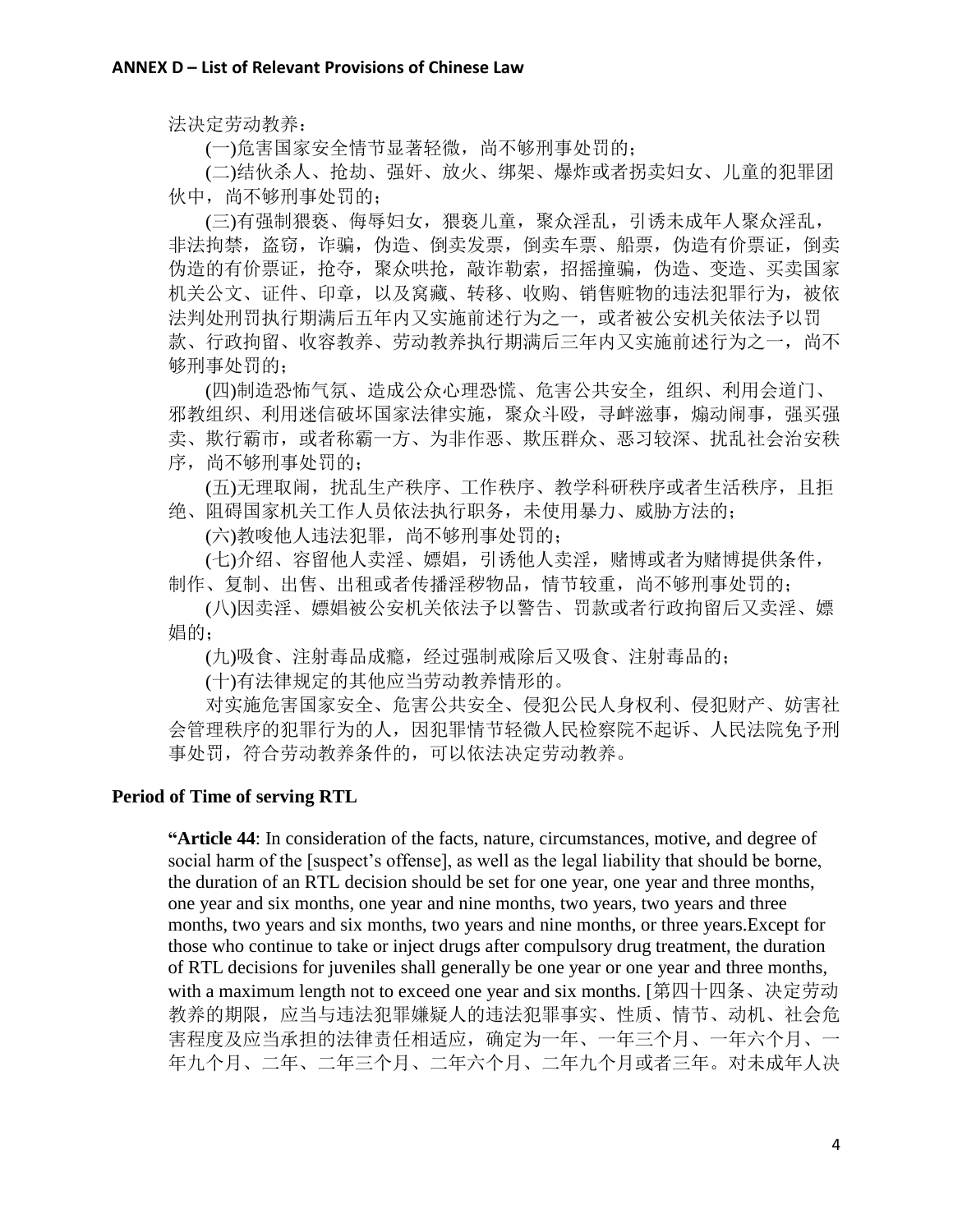法决定劳动教养:

(一)危害国家安全情节显著轻微,尚不够刑事处罚的;

 (二)结伙杀人、抢劫、强奸、放火、绑架、爆炸或者拐卖妇女、儿童的犯罪团 伙中,尚不够刑事处罚的;

 (三)有强制猥亵、侮辱妇女,猥亵儿童,聚众淫乱,引诱未成年人聚众淫乱, 非法拘禁,盗窃,诈骗,伪造、倒卖发票,倒卖车票、船票,伪造有价票证,倒卖 伪造的有价票证,抢夺,聚众哄抢,敲诈勒索,招摇撞骗,伪造、变造、买卖国家 机关公文、证件、印章,以及窝藏、转移、收购、销售赃物的违法犯罪行为,被依 法判处刑罚执行期满后五年内又实施前述行为之一,或者被公安机关依法予以罚 款、行政拘留、收容教养、劳动教养执行期满后三年内又实施前述行为之一,尚不 够刑事处罚的;

 (四)制造恐怖气氛、造成公众心理恐慌、危害公共安全,组织、利用会道门、 邪教组织、利用迷信破坏国家法律实施, 聚众斗殴, 寻衅滋事, 煽动闹事, 强买强 卖、欺行霸市,或者称霸一方、为非作恶、欺压群众、恶习较深、扰乱社会治安秩 序,尚不够刑事处罚的;

 (五)无理取闹,扰乱生产秩序、工作秩序、教学科研秩序或者生活秩序,且拒 绝、阻碍国家机关工作人员依法执行职务,未使用暴力、威胁方法的;

(六)教唆他人违法犯罪,尚不够刑事处罚的;

 (七)介绍、容留他人卖淫、嫖娼,引诱他人卖淫,赌博或者为赌博提供条件, 制作、复制、出售、出租或者传播淫秽物品,情节较重,尚不够刑事处罚的;

 (八)因卖淫、嫖娼被公安机关依法予以警告、罚款或者行政拘留后又卖淫、嫖 娼的;

(九)吸食、注射毒品成瘾,经过强制戒除后又吸食、注射毒品的;

(十)有法律规定的其他应当劳动教养情形的。

 对实施危害国家安全、危害公共安全、侵犯公民人身权利、侵犯财产、妨害社 会管理秩序的犯罪行为的人,因犯罪情节轻微人民检察院不起诉、人民法院免予刑 事处罚,符合劳动教养条件的,可以依法决定劳动教养。

## **Period of Time of serving RTL**

**"Article 44**: In consideration of the facts, nature, circumstances, motive, and degree of social harm of the [suspect's offense], as well as the legal liability that should be borne, the duration of an RTL decision should be set for one year, one year and three months, one year and six months, one year and nine months, two years, two years and three months, two years and six months, two years and nine months, or three years.Except for those who continue to take or inject drugs after compulsory drug treatment, the duration of RTL decisions for juveniles shall generally be one year or one year and three months, with a maximum length not to exceed one year and six months. [第四十四条、决定劳动 教养的期限,应当与违法犯罪嫌疑人的违法犯罪事实、性质、情节、动机、社会危 害程度及应当承担的法律责任相适应,确定为一年、一年三个月、一年六个月、一 年九个月、二年、二年三个月、二年六个月、二年九个月或者三年。对未成年人决